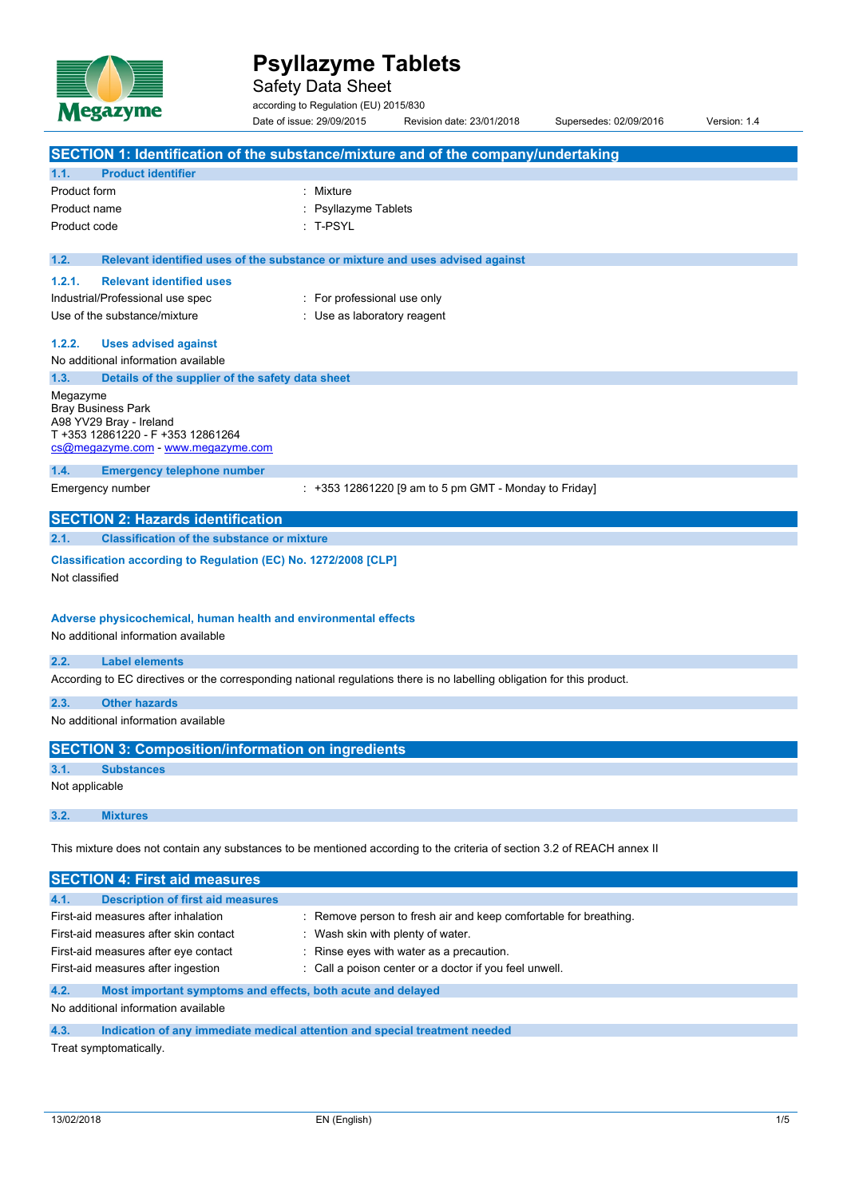# Psyllazyme Tablets

Safety Data Sheet

according to Regulation (EU) 2015/830

Date of issue: 29/09/2015 Revision date: 23/01/2018 Supersedes: 02/09/2016 Version: 1.4

## SECTION 1: Identification of the substance/mixture and of the company/undertaking

### 1.1. Product identifier

| | |
|---|---|
| Product form | : Mixture |
| Product name | : Psyllazyme Tablets |
| Product code | : T-PSYL |

### 1.2. Relevant identified uses of the substance or mixture and uses advised against

#### 1.2.1. Relevant identified uses

| | |
|---|---|
| Industrial/Professional use spec | : For professional use only |
| Use of the substance/mixture | : Use as laboratory reagent |

#### 1.2.2. Uses advised against

No additional information available

### 1.3. Details of the supplier of the safety data sheet

Megazyme
Bray Business Park
A98 YV29 Bray - Ireland
T +353 12861220 - F +353 12861264
cs@megazyme.com - www.megazyme.com

### 1.4. Emergency telephone number

| | |
|---|---|
| Emergency number | : +353 12861220 [9 am to 5 pm GMT - Monday to Friday] |

## SECTION 2: Hazards identification

### 2.1. Classification of the substance or mixture

**Classification according to Regulation (EC) No. 1272/2008 [CLP]**

Not classified

**Adverse physicochemical, human health and environmental effects**

No additional information available

### 2.2. Label elements

According to EC directives or the corresponding national regulations there is no labelling obligation for this product.

### 2.3. Other hazards

No additional information available

## SECTION 3: Composition/information on ingredients

### 3.1. Substances

Not applicable

### 3.2. Mixtures

This mixture does not contain any substances to be mentioned according to the criteria of section 3.2 of REACH annex II

## SECTION 4: First aid measures

### 4.1. Description of first aid measures

| | |
|---|---|
| First-aid measures after inhalation | : Remove person to fresh air and keep comfortable for breathing. |
| First-aid measures after skin contact | : Wash skin with plenty of water. |
| First-aid measures after eye contact | : Rinse eyes with water as a precaution. |
| First-aid measures after ingestion | : Call a poison center or a doctor if you feel unwell. |

### 4.2. Most important symptoms and effects, both acute and delayed

No additional information available

### 4.3. Indication of any immediate medical attention and special treatment needed

Treat symptomatically.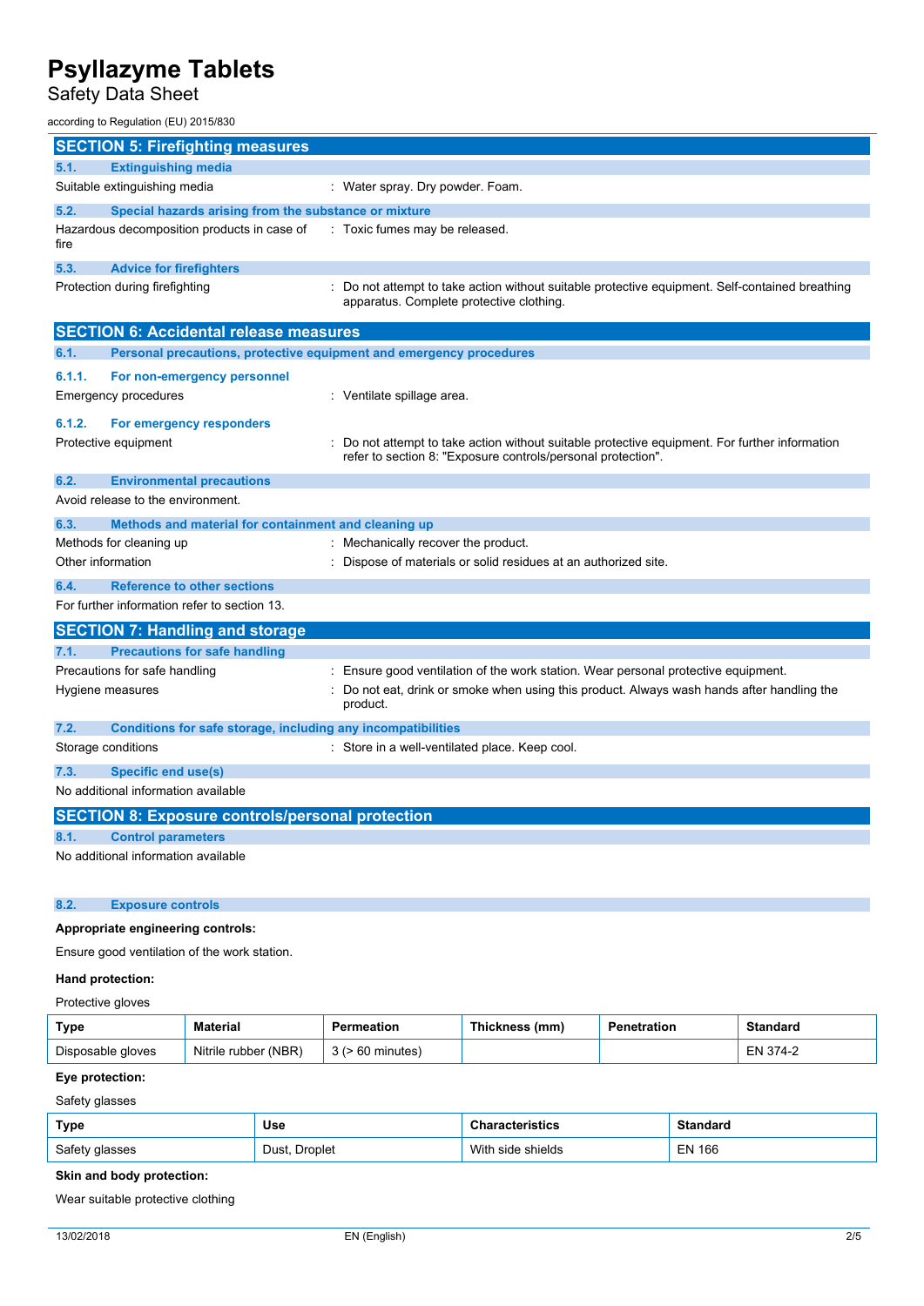## SECTION 5: Firefighting measures

### 5.1. Extinguishing media

Suitable extinguishing media : Water spray. Dry powder. Foam.

### 5.2. Special hazards arising from the substance or mixture

Hazardous decomposition products in case of fire : Toxic fumes may be released.

### 5.3. Advice for firefighters

Protection during firefighting : Do not attempt to take action without suitable protective equipment. Self-contained breathing apparatus. Complete protective clothing.

## SECTION 6: Accidental release measures

### 6.1. Personal precautions, protective equipment and emergency procedures

#### 6.1.1. For non-emergency personnel

Emergency procedures : Ventilate spillage area.

#### 6.1.2. For emergency responders

Protective equipment : Do not attempt to take action without suitable protective equipment. For further information refer to section 8: "Exposure controls/personal protection".

### 6.2. Environmental precautions

Avoid release to the environment.

### 6.3. Methods and material for containment and cleaning up

Methods for cleaning up : Mechanically recover the product.

Other information : Dispose of materials or solid residues at an authorized site.

### 6.4. Reference to other sections

For further information refer to section 13.

## SECTION 7: Handling and storage

### 7.1. Precautions for safe handling

Precautions for safe handling : Ensure good ventilation of the work station. Wear personal protective equipment.

Hygiene measures : Do not eat, drink or smoke when using this product. Always wash hands after handling the product.

### 7.2. Conditions for safe storage, including any incompatibilities

Storage conditions : Store in a well-ventilated place. Keep cool.

### 7.3. Specific end use(s)

No additional information available

## SECTION 8: Exposure controls/personal protection

### 8.1. Control parameters

No additional information available

### 8.2. Exposure controls

**Appropriate engineering controls:**

Ensure good ventilation of the work station.

**Hand protection:**

Protective gloves

| Type | Material | Permeation | Thickness (mm) | Penetration | Standard |
|---|---|---|---|---|---|
| Disposable gloves | Nitrile rubber (NBR) | 3 (> 60 minutes) | | | EN 374-2 |

**Eye protection:**

Safety glasses

| Type | Use | Characteristics | Standard |
|---|---|---|---|
| Safety glasses | Dust, Droplet | With side shields | EN 166 |

**Skin and body protection:**

Wear suitable protective clothing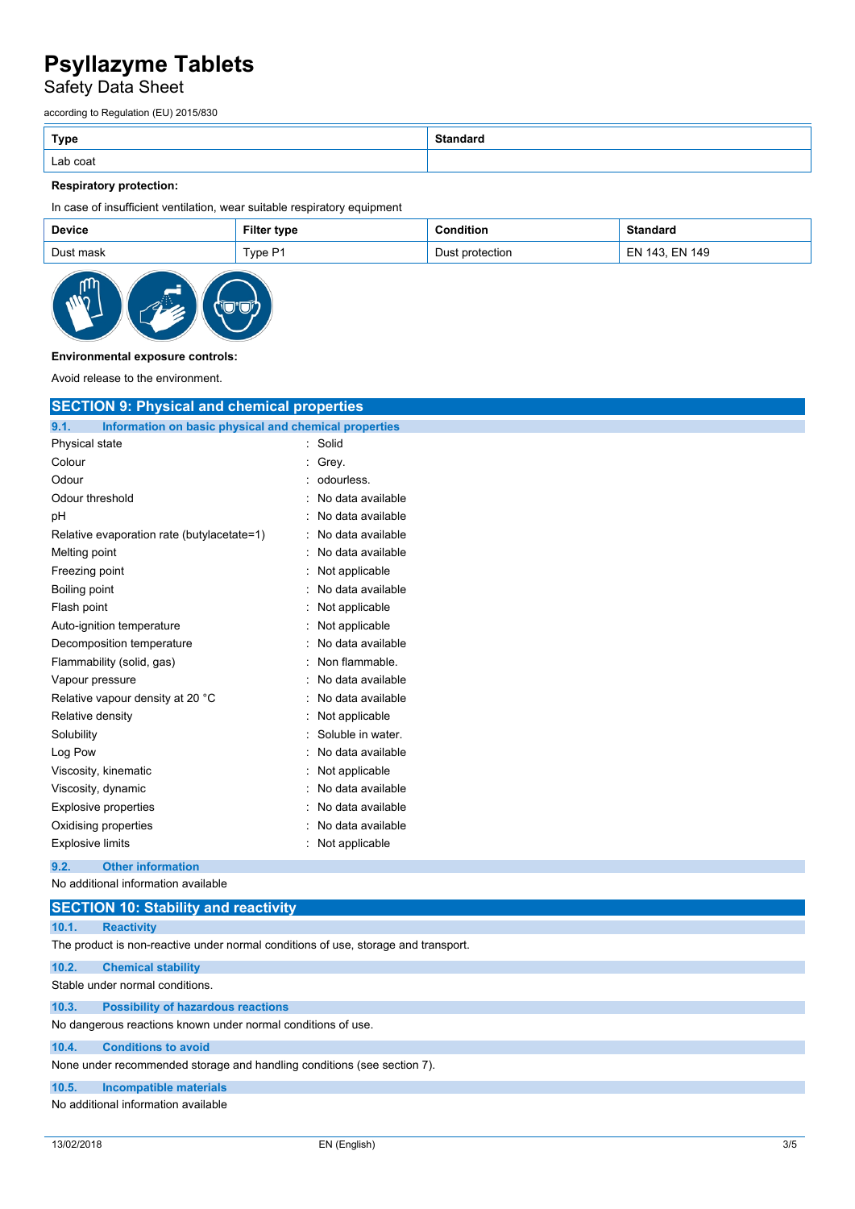| Type | Standard |
| --- | --- |
| Lab coat | |

**Respiratory protection:**

In case of insufficient ventilation, wear suitable respiratory equipment

| Device | Filter type | Condition | Standard |
| --- | --- | --- | --- |
| Dust mask | Type P1 | Dust protection | EN 143, EN 149 |

**Environmental exposure controls:**

Avoid release to the environment.

## SECTION 9: Physical and chemical properties

### 9.1. Information on basic physical and chemical properties

| | |
| --- | --- |
| Physical state | : Solid |
| Colour | : Grey. |
| Odour | : odourless. |
| Odour threshold | : No data available |
| pH | : No data available |
| Relative evaporation rate (butylacetate=1) | : No data available |
| Melting point | : No data available |
| Freezing point | : Not applicable |
| Boiling point | : No data available |
| Flash point | : Not applicable |
| Auto-ignition temperature | : Not applicable |
| Decomposition temperature | : No data available |
| Flammability (solid, gas) | : Non flammable. |
| Vapour pressure | : No data available |
| Relative vapour density at 20 °C | : No data available |
| Relative density | : Not applicable |
| Solubility | : Soluble in water. |
| Log Pow | : No data available |
| Viscosity, kinematic | : Not applicable |
| Viscosity, dynamic | : No data available |
| Explosive properties | : No data available |
| Oxidising properties | : No data available |
| Explosive limits | : Not applicable |

### 9.2. Other information

No additional information available

## SECTION 10: Stability and reactivity

### 10.1. Reactivity

The product is non-reactive under normal conditions of use, storage and transport.

### 10.2. Chemical stability

Stable under normal conditions.

### 10.3. Possibility of hazardous reactions

No dangerous reactions known under normal conditions of use.

### 10.4. Conditions to avoid

None under recommended storage and handling conditions (see section 7).

### 10.5. Incompatible materials

No additional information available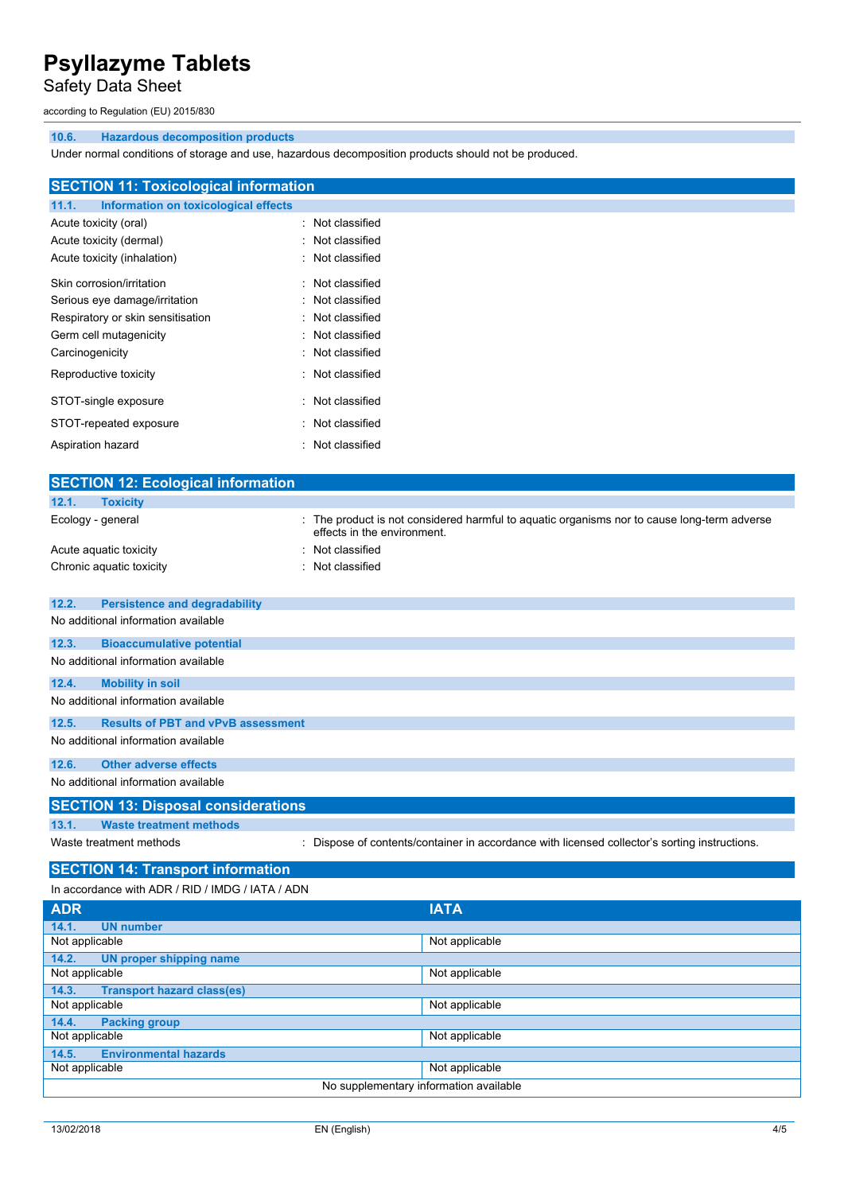### 10.6. Hazardous decomposition products

Under normal conditions of storage and use, hazardous decomposition products should not be produced.

## SECTION 11: Toxicological information

### 11.1. Information on toxicological effects

| | |
|---|---|
| Acute toxicity (oral) | : Not classified |
| Acute toxicity (dermal) | : Not classified |
| Acute toxicity (inhalation) | : Not classified |
| Skin corrosion/irritation | : Not classified |
| Serious eye damage/irritation | : Not classified |
| Respiratory or skin sensitisation | : Not classified |
| Germ cell mutagenicity | : Not classified |
| Carcinogenicity | : Not classified |
| Reproductive toxicity | : Not classified |
| STOT-single exposure | : Not classified |
| STOT-repeated exposure | : Not classified |
| Aspiration hazard | : Not classified |

## SECTION 12: Ecological information

### 12.1. Toxicity

| | |
|---|---|
| Ecology - general | : The product is not considered harmful to aquatic organisms nor to cause long-term adverse effects in the environment. |
| Acute aquatic toxicity | : Not classified |
| Chronic aquatic toxicity | : Not classified |

### 12.2. Persistence and degradability

No additional information available

### 12.3. Bioaccumulative potential

No additional information available

### 12.4. Mobility in soil

No additional information available

### 12.5. Results of PBT and vPvB assessment

No additional information available

### 12.6. Other adverse effects

No additional information available

## SECTION 13: Disposal considerations

### 13.1. Waste treatment methods

| | |
|---|---|
| Waste treatment methods | : Dispose of contents/container in accordance with licensed collector's sorting instructions. |

## SECTION 14: Transport information

In accordance with ADR / RID / IMDG / IATA / ADN

| ADR | IATA |
|---|---|
| **14.1. UN number** | |
| Not applicable | Not applicable |
| **14.2. UN proper shipping name** | |
| Not applicable | Not applicable |
| **14.3. Transport hazard class(es)** | |
| Not applicable | Not applicable |
| **14.4. Packing group** | |
| Not applicable | Not applicable |
| **14.5. Environmental hazards** | |
| Not applicable | Not applicable |
| No supplementary information available | |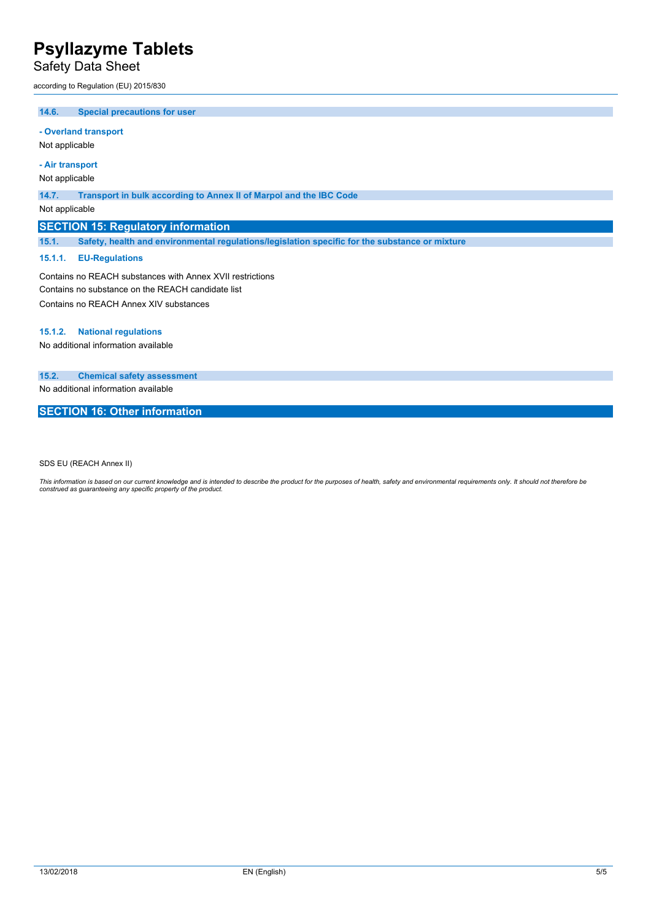### 14.6. Special precautions for user

**- Overland transport**

Not applicable

**- Air transport**

Not applicable

### 14.7. Transport in bulk according to Annex II of Marpol and the IBC Code

Not applicable

## SECTION 15: Regulatory information

### 15.1. Safety, health and environmental regulations/legislation specific for the substance or mixture

#### 15.1.1. EU-Regulations

Contains no REACH substances with Annex XVII restrictions
Contains no substance on the REACH candidate list
Contains no REACH Annex XIV substances

#### 15.1.2. National regulations

No additional information available

### 15.2. Chemical safety assessment

No additional information available

## SECTION 16: Other information

SDS EU (REACH Annex II)

*This information is based on our current knowledge and is intended to describe the product for the purposes of health, safety and environmental requirements only. It should not therefore be construed as guaranteeing any specific property of the product.*